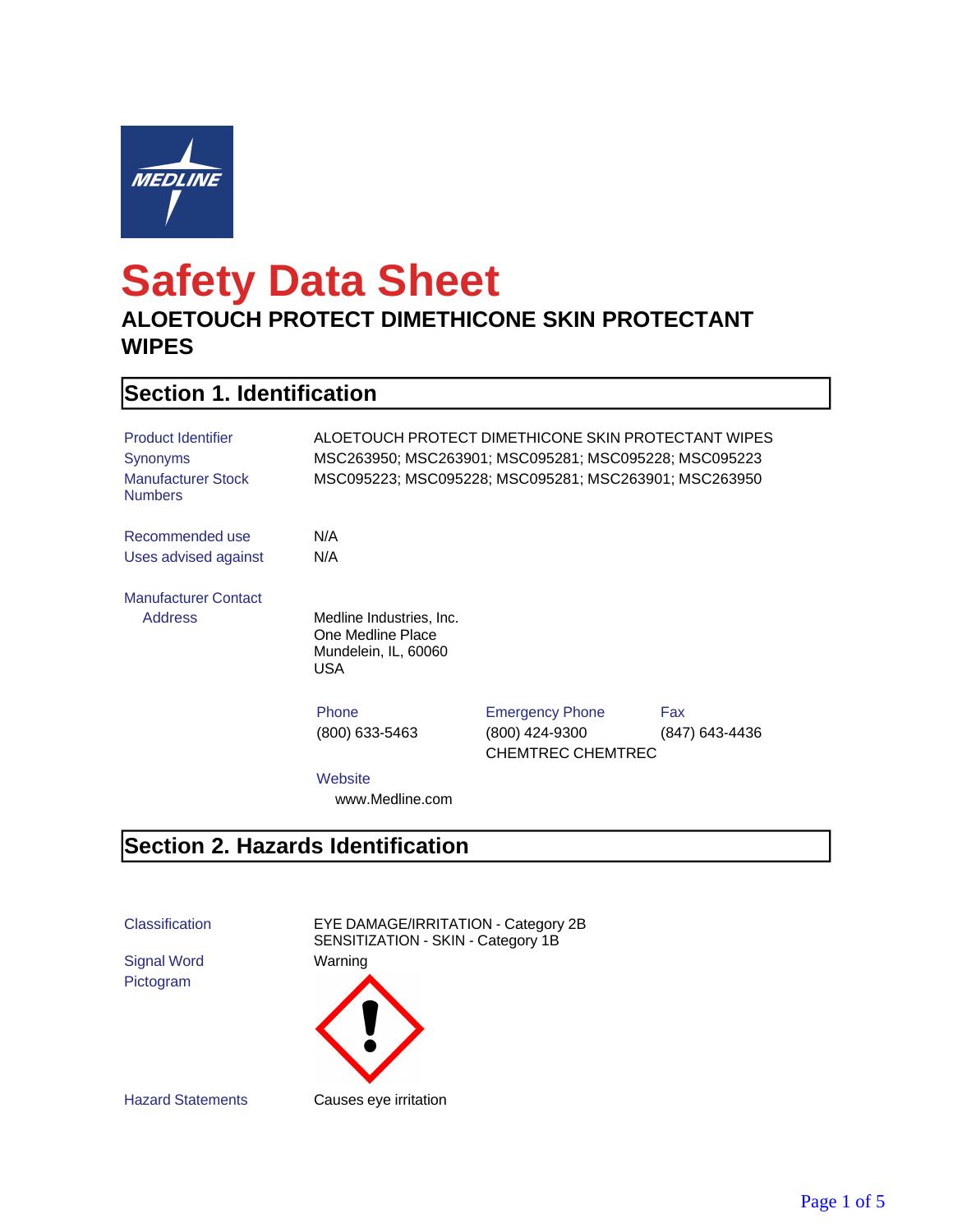# Safety Data Sheet

## ALOETOUCH PROTECT DIMETHICONE SKIN PROTECTANT WIPES

## Section 1. Identification

**Product Identifier**: ALOETOUCH PROTECT DIMETHICONE SKIN PROTECTANT WIPES

**Synonyms**: MSC263950; MSC263901; MSC095281; MSC095228; MSC095223

**Manufacturer Stock Numbers**: MSC095223; MSC095228; MSC095281; MSC263901; MSC263950

**Recommended use**: N/A

**Uses advised against**: N/A

**Manufacturer Contact Address**

Medline Industries, Inc.
One Medline Place
Mundelein, IL, 60060
USA

| Phone | Emergency Phone | Fax |
|---|---|---|
| (800) 633-5463 | (800) 424-9300<br>CHEMTREC CHEMTREC | (847) 643-4436 |

**Website**

www.Medline.com

## Section 2. Hazards Identification

**Classification**: EYE DAMAGE/IRRITATION - Category 2B
SENSITIZATION - SKIN - Category 1B

**Signal Word**: Warning

**Pictogram**

**Hazard Statements**: Causes eye irritation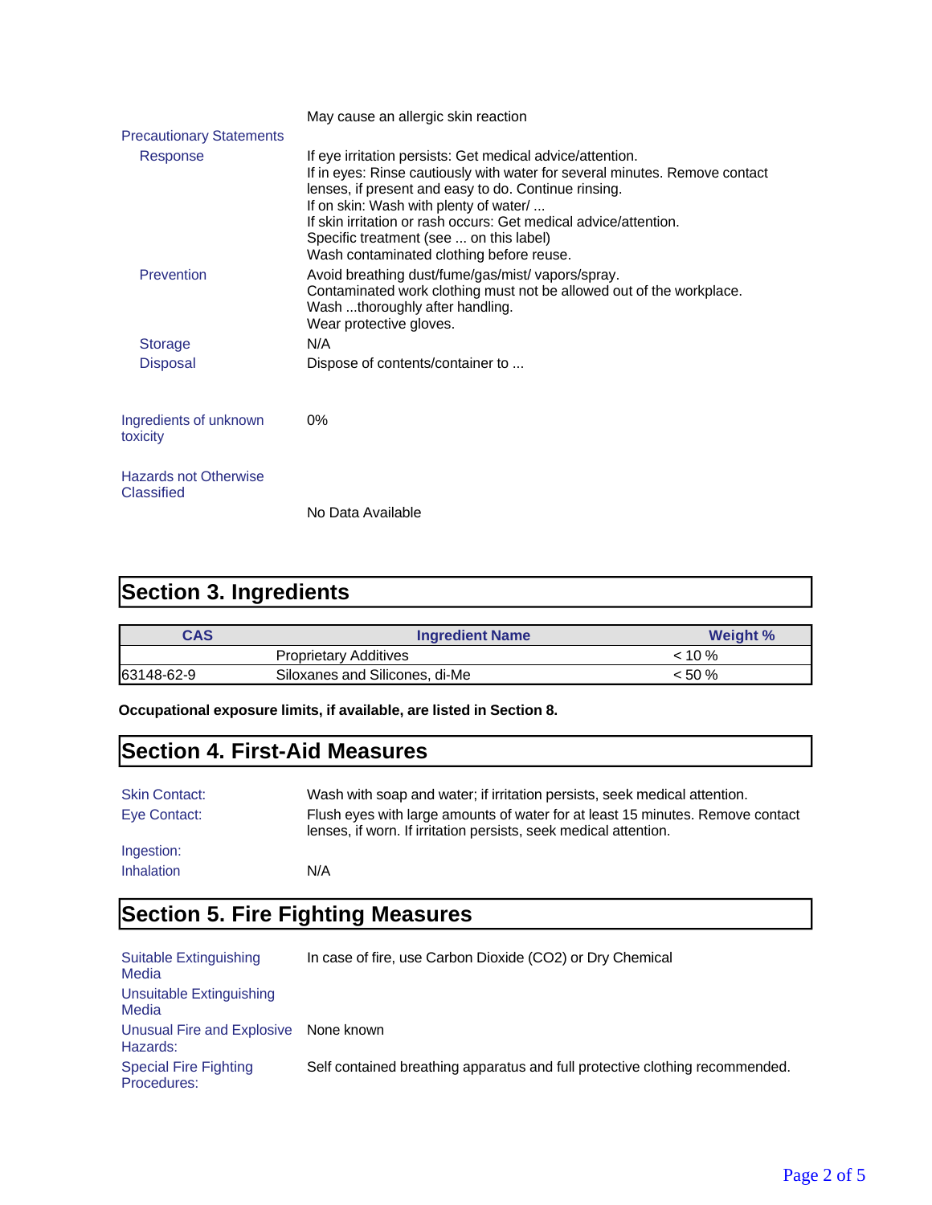May cause an allergic skin reaction

**Precautionary Statements**

**Response**

If eye irritation persists: Get medical advice/attention.
If in eyes: Rinse cautiously with water for several minutes. Remove contact lenses, if present and easy to do. Continue rinsing.
If on skin: Wash with plenty of water/ ...
If skin irritation or rash occurs: Get medical advice/attention.
Specific treatment (see ... on this label)
Wash contaminated clothing before reuse.

**Prevention**

Avoid breathing dust/fume/gas/mist/ vapors/spray.
Contaminated work clothing must not be allowed out of the workplace.
Wash ...thoroughly after handling.
Wear protective gloves.

**Storage**

N/A

**Disposal**

Dispose of contents/container to ...

**Ingredients of unknown toxicity**

0%

**Hazards not Otherwise Classified**

No Data Available

## Section 3. Ingredients

| CAS | Ingredient Name | Weight % |
|---|---|---|
| | Proprietary Additives | < 10 % |
| 63148-62-9 | Siloxanes and Silicones, di-Me | < 50 % |

**Occupational exposure limits, if available, are listed in Section 8.**

## Section 4. First-Aid Measures

**Skin Contact:** Wash with soap and water; if irritation persists, seek medical attention.

**Eye Contact:** Flush eyes with large amounts of water for at least 15 minutes. Remove contact lenses, if worn. If irritation persists, seek medical attention.

**Ingestion:**

**Inhalation** N/A

## Section 5. Fire Fighting Measures

**Suitable Extinguishing Media** In case of fire, use Carbon Dioxide ($CO_2$) or Dry Chemical

**Unsuitable Extinguishing Media**

**Unusual Fire and Explosive Hazards:** None known

**Special Fire Fighting Procedures:** Self contained breathing apparatus and full protective clothing recommended.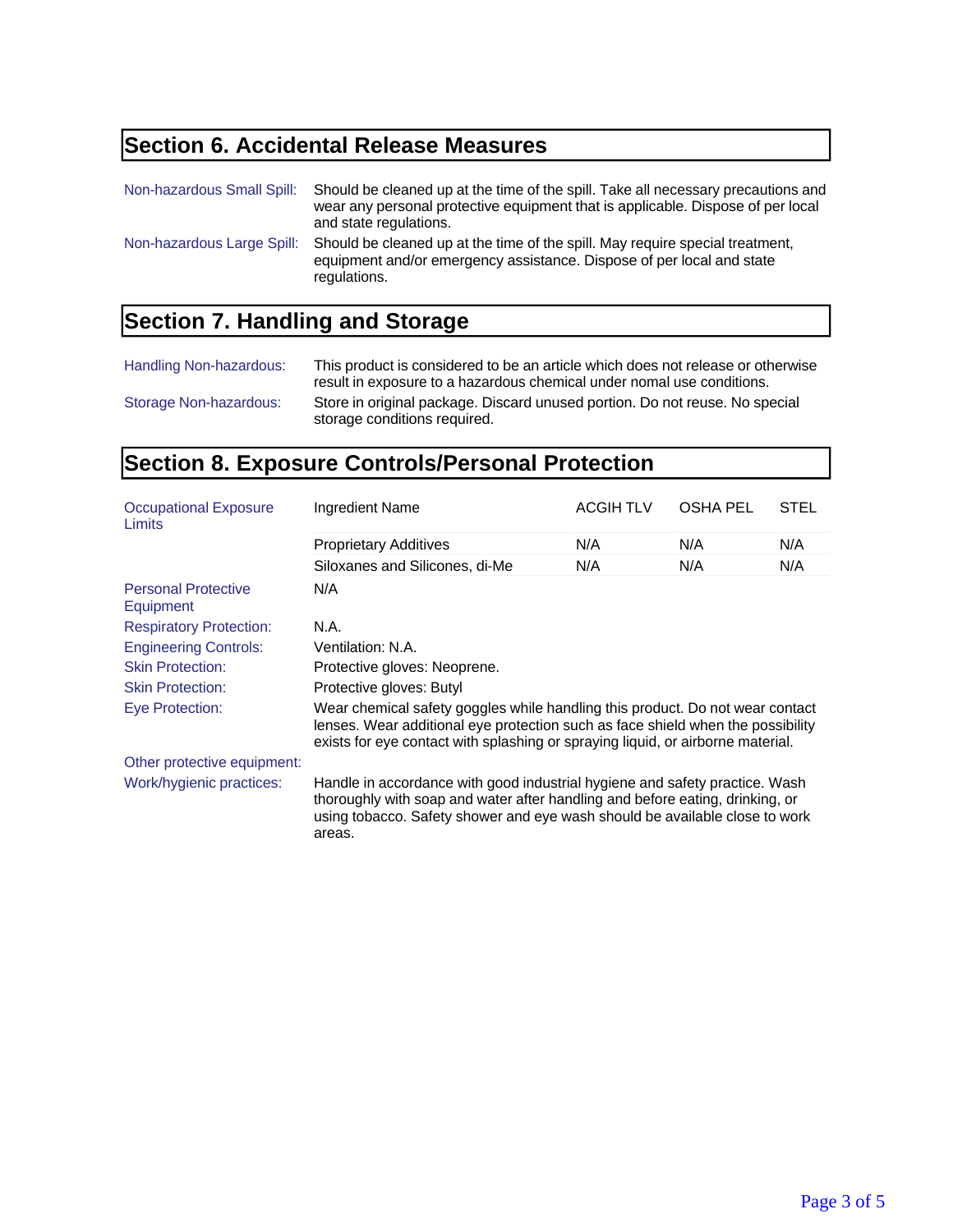## Section 6. Accidental Release Measures

| | |
|---|---|
| Non-hazardous Small Spill: | Should be cleaned up at the time of the spill. Take all necessary precautions and wear any personal protective equipment that is applicable. Dispose of per local and state regulations. |
| Non-hazardous Large Spill: | Should be cleaned up at the time of the spill. May require special treatment, equipment and/or emergency assistance. Dispose of per local and state regulations. |

## Section 7. Handling and Storage

| | |
|---|---|
| Handling Non-hazardous: | This product is considered to be an article which does not release or otherwise result in exposure to a hazardous chemical under nomal use conditions. |
| Storage Non-hazardous: | Store in original package. Discard unused portion. Do not reuse. No special storage conditions required. |

## Section 8. Exposure Controls/Personal Protection

| Occupational Exposure Limits | Ingredient Name | ACGIH TLV | OSHA PEL | STEL |
|---|---|---|---|---|
| | Proprietary Additives | N/A | N/A | N/A |
| | Siloxanes and Silicones, di-Me | N/A | N/A | N/A |

| | |
|---|---|
| Personal Protective Equipment | N/A |
| Respiratory Protection: | N.A. |
| Engineering Controls: | Ventilation: N.A. |
| Skin Protection: | Protective gloves: Neoprene. |
| Skin Protection: | Protective gloves: Butyl |
| Eye Protection: | Wear chemical safety goggles while handling this product. Do not wear contact lenses. Wear additional eye protection such as face shield when the possibility exists for eye contact with splashing or spraying liquid, or airborne material. |
| Other protective equipment: | |
| Work/hygienic practices: | Handle in accordance with good industrial hygiene and safety practice. Wash thoroughly with soap and water after handling and before eating, drinking, or using tobacco. Safety shower and eye wash should be available close to work areas. |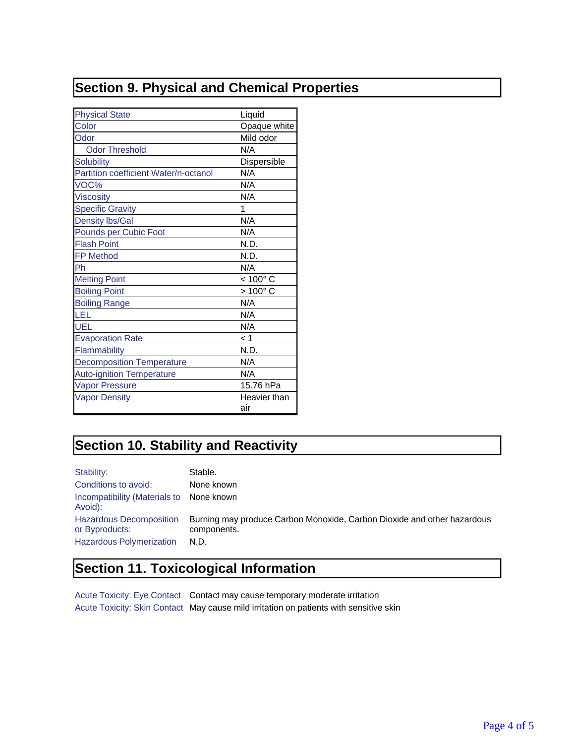## Section 9. Physical and Chemical Properties

| Property | Value |
|---|---|
| Physical State | Liquid |
| Color | Opaque white |
| Odor | Mild odor |
| Odor Threshold | N/A |
| Solubility | Dispersible |
| Partition coefficient Water/n-octanol | N/A |
| VOC% | N/A |
| Viscosity | N/A |
| Specific Gravity | 1 |
| Density lbs/Gal | N/A |
| Pounds per Cubic Foot | N/A |
| Flash Point | N.D. |
| FP Method | N.D. |
| Ph | N/A |
| Melting Point | < 100° C |
| Boiling Point | > 100° C |
| Boiling Range | N/A |
| LEL | N/A |
| UEL | N/A |
| Evaporation Rate | < 1 |
| Flammability | N.D. |
| Decomposition Temperature | N/A |
| Auto-ignition Temperature | N/A |
| Vapor Pressure | 15.76 hPa |
| Vapor Density | Heavier than air |

## Section 10. Stability and Reactivity

Stability: Stable.

Conditions to avoid: None known

Incompatibility (Materials to Avoid): None known

Hazardous Decomposition or Byproducts: Burning may produce Carbon Monoxide, Carbon Dioxide and other hazardous components.

Hazardous Polymerization: N.D.

## Section 11. Toxicological Information

Acute Toxicity: Eye Contact: Contact may cause temporary moderate irritation

Acute Toxicity: Skin Contact: May cause mild irritation on patients with sensitive skin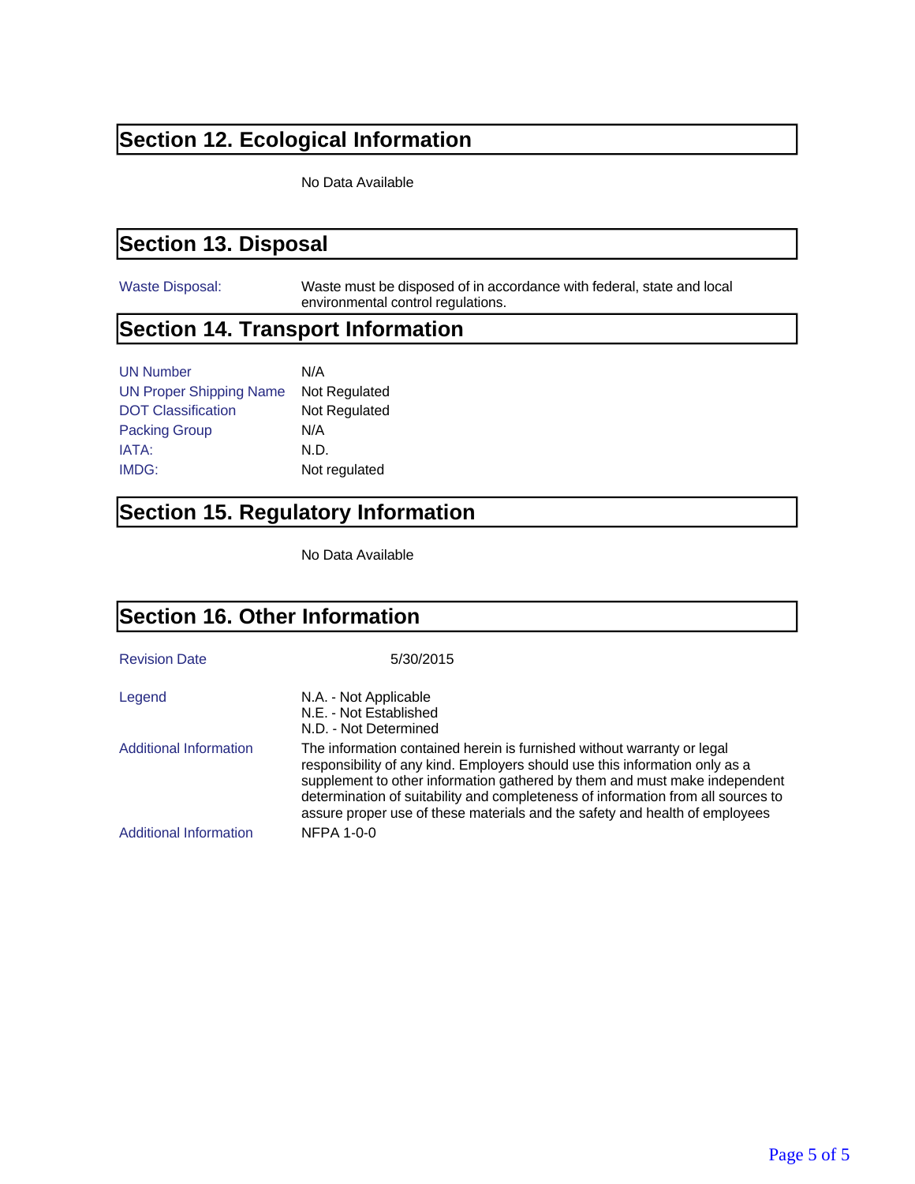## Section 12. Ecological Information

No Data Available

## Section 13. Disposal

| | |
|---|---|
| Waste Disposal: | Waste must be disposed of in accordance with federal, state and local environmental control regulations. |

## Section 14. Transport Information

| | |
|---|---|
| UN Number | N/A |
| UN Proper Shipping Name | Not Regulated |
| DOT Classification | Not Regulated |
| Packing Group | N/A |
| IATA: | N.D. |
| IMDG: | Not regulated |

## Section 15. Regulatory Information

No Data Available

## Section 16. Other Information

| | |
|---|---|
| Revision Date | 5/30/2015 |
| Legend | N.A. - Not Applicable<br>N.E. - Not Established<br>N.D. - Not Determined |
| Additional Information | The information contained herein is furnished without warranty or legal responsibility of any kind. Employers should use this information only as a supplement to other information gathered by them and must make independent determination of suitability and completeness of information from all sources to assure proper use of these materials and the safety and health of employees |
| Additional Information | NFPA 1-0-0 |